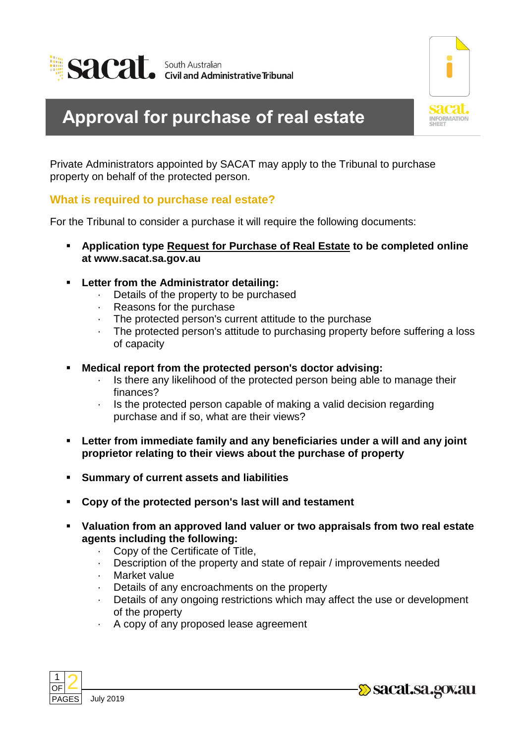South Australian Civil and Administrative Tribunal

# Approval for purchase of real estate

Private Administrators appointed by SACAT may apply to the Tribunal to purchase property on behalf of the protected person.

## What is required to purchase real estate?

For the Tribunal to consider a purchase it will require the following documents:

- **Application type Request for Purchase of Real Estate to be completed online at www.sacat.sa.gov.au**
- **Letter from the Administrator detailing:**
  - Details of the property to be purchased
  - Reasons for the purchase
  - The protected person's current attitude to the purchase
  - The protected person's attitude to purchasing property before suffering a loss of capacity
- **Medical report from the protected person's doctor advising:**
  - Is there any likelihood of the protected person being able to manage their finances?
  - Is the protected person capable of making a valid decision regarding purchase and if so, what are their views?
- **Letter from immediate family and any beneficiaries under a will and any joint proprietor relating to their views about the purchase of property**
- **Summary of current assets and liabilities**
- **Copy of the protected person's last will and testament**
- **Valuation from an approved land valuer or two appraisals from two real estate agents including the following:**
  - Copy of the Certificate of Title,
  - Description of the property and state of repair / improvements needed
  - Market value
  - Details of any encroachments on the property
  - Details of any ongoing restrictions which may affect the use or development of the property
  - A copy of any proposed lease agreement

July 2019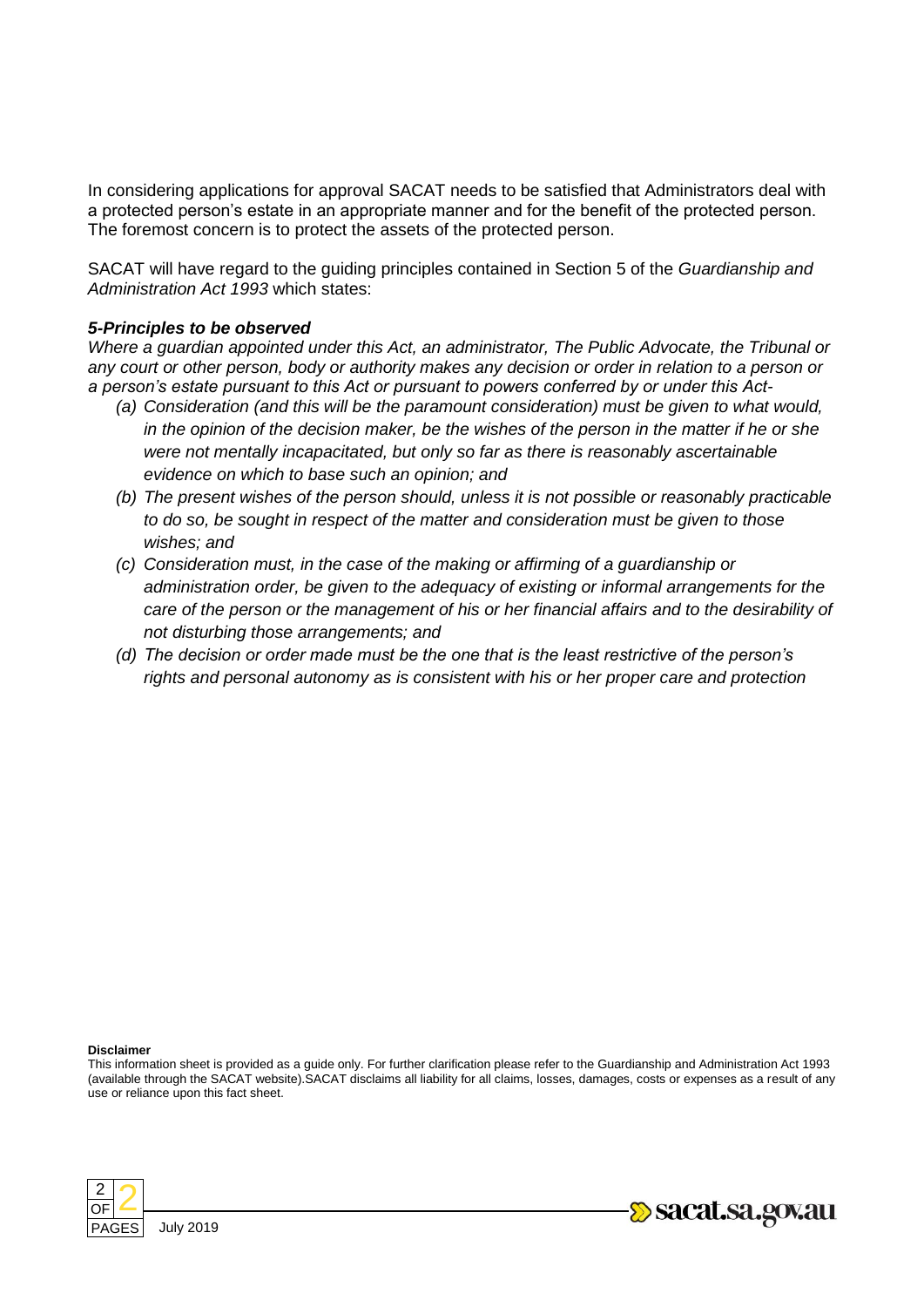In considering applications for approval SACAT needs to be satisfied that Administrators deal with a protected person's estate in an appropriate manner and for the benefit of the protected person. The foremost concern is to protect the assets of the protected person.

SACAT will have regard to the guiding principles contained in Section 5 of the *Guardianship and Administration Act 1993* which states:

***5-Principles to be observed***

*Where a guardian appointed under this Act, an administrator, The Public Advocate, the Tribunal or any court or other person, body or authority makes any decision or order in relation to a person or a person's estate pursuant to this Act or pursuant to powers conferred by or under this Act-*

- *(a) Consideration (and this will be the paramount consideration) must be given to what would, in the opinion of the decision maker, be the wishes of the person in the matter if he or she were not mentally incapacitated, but only so far as there is reasonably ascertainable evidence on which to base such an opinion; and*
- *(b) The present wishes of the person should, unless it is not possible or reasonably practicable to do so, be sought in respect of the matter and consideration must be given to those wishes; and*
- *(c) Consideration must, in the case of the making or affirming of a guardianship or administration order, be given to the adequacy of existing or informal arrangements for the care of the person or the management of his or her financial affairs and to the desirability of not disturbing those arrangements; and*
- *(d) The decision or order made must be the one that is the least restrictive of the person's rights and personal autonomy as is consistent with his or her proper care and protection*

**Disclaimer**

This information sheet is provided as a guide only. For further clarification please refer to the Guardianship and Administration Act 1993 (available through the SACAT website).SACAT disclaims all liability for all claims, losses, damages, costs or expenses as a result of any use or reliance upon this fact sheet.

July 2019